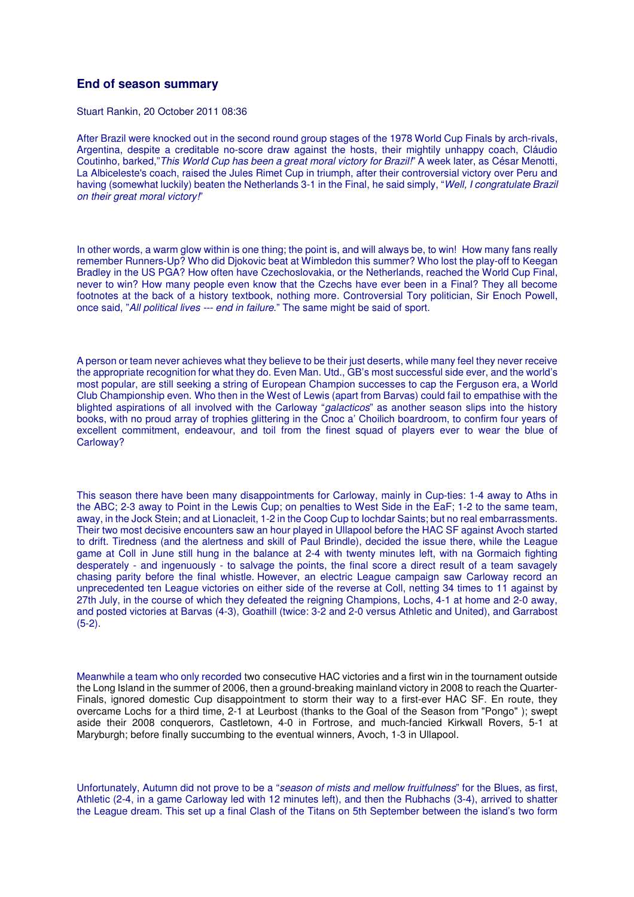## End of season summary

Stuart Rankin, 20 October 2011 08:36

After Brazil were knocked out in the second round group stages of the 1978 World Cup Finals by arch-rivals, Argentina, despite a creditable no-score draw against the hosts, their mightily unhappy coach, Cláudio Coutinho, barked,"*This World Cup has been a great moral victory for Brazil!*" A week later, as César Menotti, La Albiceleste's coach, raised the Jules Rimet Cup in triumph, after their controversial victory over Peru and having (somewhat luckily) beaten the Netherlands 3-1 in the Final, he said simply, "*Well, I congratulate Brazil on their great moral victory!*"

In other words, a warm glow within is one thing; the point is, and will always be, to win! How many fans really remember Runners-Up? Who did Djokovic beat at Wimbledon this summer? Who lost the play-off to Keegan Bradley in the US PGA? How often have Czechoslovakia, or the Netherlands, reached the World Cup Final, never to win? How many people even know that the Czechs have ever been in a Final? They all become footnotes at the back of a history textbook, nothing more. Controversial Tory politician, Sir Enoch Powell, once said, "*All political lives --- end in failure*." The same might be said of sport.

A person or team never achieves what they believe to be their just deserts, while many feel they never receive the appropriate recognition for what they do. Even Man. Utd., GB's most successful side ever, and the world's most popular, are still seeking a string of European Champion successes to cap the Ferguson era, a World Club Championship even. Who then in the West of Lewis (apart from Barvas) could fail to empathise with the blighted aspirations of all involved with the Carloway "*galacticos*" as another season slips into the history books, with no proud array of trophies glittering in the Cnoc a' Choilich boardroom, to confirm four years of excellent commitment, endeavour, and toil from the finest squad of players ever to wear the blue of Carloway?

This season there have been many disappointments for Carloway, mainly in Cup-ties: 1-4 away to Aths in the ABC; 2-3 away to Point in the Lewis Cup; on penalties to West Side in the EaF; 1-2 to the same team, away, in the Jock Stein; and at Lionacleit, 1-2 in the Coop Cup to Iochdar Saints; but no real embarrassments. Their two most decisive encounters saw an hour played in Ullapool before the HAC SF against Avoch started to drift. Tiredness (and the alertness and skill of Paul Brindle), decided the issue there, while the League game at Coll in June still hung in the balance at 2-4 with twenty minutes left, with na Gormaich fighting desperately - and ingenuously - to salvage the points, the final score a direct result of a team savagely chasing parity before the final whistle. However, an electric League campaign saw Carloway record an unprecedented ten League victories on either side of the reverse at Coll, netting 34 times to 11 against by 27th July, in the course of which they defeated the reigning Champions, Lochs, 4-1 at home and 2-0 away, and posted victories at Barvas (4-3), Goathill (twice: 3-2 and 2-0 versus Athletic and United), and Garrabost (5-2).

Meanwhile a team who only recorded two consecutive HAC victories and a first win in the tournament outside the Long Island in the summer of 2006, then a ground-breaking mainland victory in 2008 to reach the Quarter-Finals, ignored domestic Cup disappointment to storm their way to a first-ever HAC SF. En route, they overcame Lochs for a third time, 2-1 at Leurbost (thanks to the Goal of the Season from "Pongo" ); swept aside their 2008 conquerors, Castletown, 4-0 in Fortrose, and much-fancied Kirkwall Rovers, 5-1 at Maryburgh; before finally succumbing to the eventual winners, Avoch, 1-3 in Ullapool.

Unfortunately, Autumn did not prove to be a "*season of mists and mellow fruitfulness*" for the Blues, as first, Athletic (2-4, in a game Carloway led with 12 minutes left), and then the Rubhachs (3-4), arrived to shatter the League dream. This set up a final Clash of the Titans on 5th September between the island's two form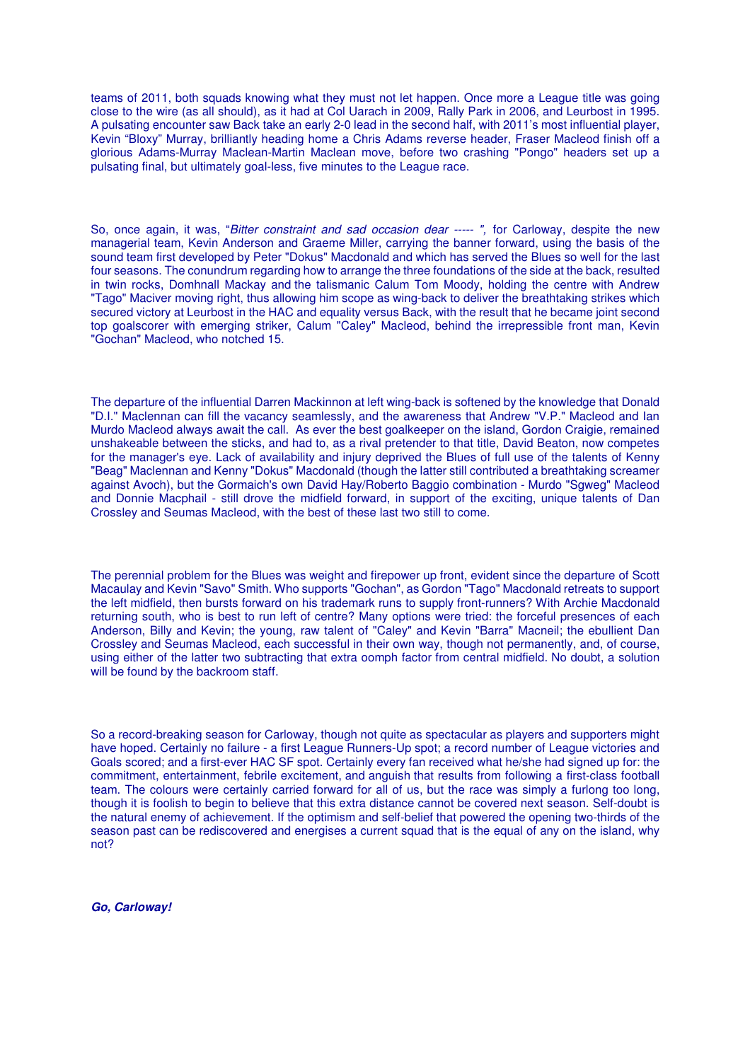teams of 2011, both squads knowing what they must not let happen. Once more a League title was going close to the wire (as all should), as it had at Col Uarach in 2009, Rally Park in 2006, and Leurbost in 1995. A pulsating encounter saw Back take an early 2-0 lead in the second half, with 2011's most influential player, Kevin "Bloxy" Murray, brilliantly heading home a Chris Adams reverse header, Fraser Macleod finish off a glorious Adams-Murray Maclean-Martin Maclean move, before two crashing "Pongo" headers set up a pulsating final, but ultimately goal-less, five minutes to the League race.

So, once again, it was, "*Bitter constraint and sad occasion dear ----- ",* for Carloway, despite the new managerial team, Kevin Anderson and Graeme Miller, carrying the banner forward, using the basis of the sound team first developed by Peter "Dokus" Macdonald and which has served the Blues so well for the last four seasons. The conundrum regarding how to arrange the three foundations of the side at the back, resulted in twin rocks, Domhnall Mackay and the talismanic Calum Tom Moody, holding the centre with Andrew "Tago" Maciver moving right, thus allowing him scope as wing-back to deliver the breathtaking strikes which secured victory at Leurbost in the HAC and equality versus Back, with the result that he became joint second top goalscorer with emerging striker, Calum "Caley" Macleod, behind the irrepressible front man, Kevin "Gochan" Macleod, who notched 15.

The departure of the influential Darren Mackinnon at left wing-back is softened by the knowledge that Donald "D.I." Maclennan can fill the vacancy seamlessly, and the awareness that Andrew "V.P." Macleod and Ian Murdo Macleod always await the call. As ever the best goalkeeper on the island, Gordon Craigie, remained unshakeable between the sticks, and had to, as a rival pretender to that title, David Beaton, now competes for the manager's eye. Lack of availability and injury deprived the Blues of full use of the talents of Kenny "Beag" Maclennan and Kenny "Dokus" Macdonald (though the latter still contributed a breathtaking screamer against Avoch), but the Gormaich's own David Hay/Roberto Baggio combination - Murdo "Sgweg" Macleod and Donnie Macphail - still drove the midfield forward, in support of the exciting, unique talents of Dan Crossley and Seumas Macleod, with the best of these last two still to come.

The perennial problem for the Blues was weight and firepower up front, evident since the departure of Scott Macaulay and Kevin "Savo" Smith. Who supports "Gochan", as Gordon "Tago" Macdonald retreats to support the left midfield, then bursts forward on his trademark runs to supply front-runners? With Archie Macdonald returning south, who is best to run left of centre? Many options were tried: the forceful presences of each Anderson, Billy and Kevin; the young, raw talent of "Caley" and Kevin "Barra" Macneil; the ebullient Dan Crossley and Seumas Macleod, each successful in their own way, though not permanently, and, of course, using either of the latter two subtracting that extra oomph factor from central midfield. No doubt, a solution will be found by the backroom staff.

So a record-breaking season for Carloway, though not quite as spectacular as players and supporters might have hoped. Certainly no failure - a first League Runners-Up spot; a record number of League victories and Goals scored; and a first-ever HAC SF spot. Certainly every fan received what he/she had signed up for: the commitment, entertainment, febrile excitement, and anguish that results from following a first-class football team. The colours were certainly carried forward for all of us, but the race was simply a furlong too long, though it is foolish to begin to believe that this extra distance cannot be covered next season. Self-doubt is the natural enemy of achievement. If the optimism and self-belief that powered the opening two-thirds of the season past can be rediscovered and energises a current squad that is the equal of any on the island, why not?

***Go, Carloway!***